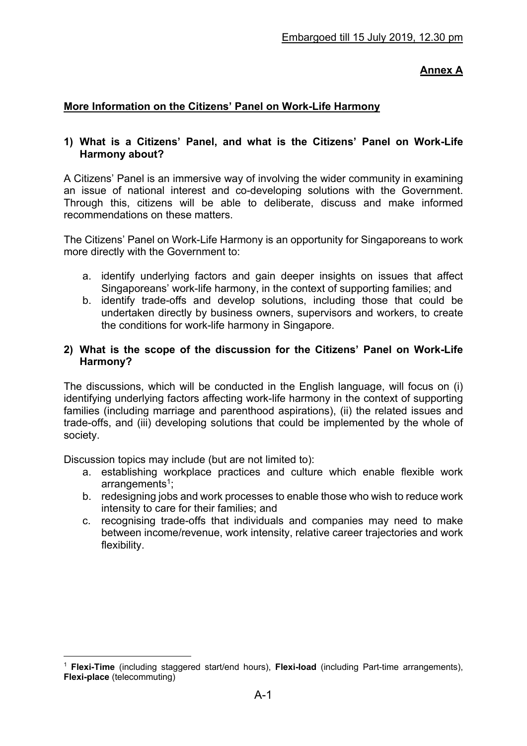Embargoed till 15 July 2019, 12.30 pm

**Annex A**

## More Information on the Citizens' Panel on Work-Life Harmony

### 1) What is a Citizens' Panel, and what is the Citizens' Panel on Work-Life Harmony about?

A Citizens' Panel is an immersive way of involving the wider community in examining an issue of national interest and co-developing solutions with the Government. Through this, citizens will be able to deliberate, discuss and make informed recommendations on these matters.

The Citizens' Panel on Work-Life Harmony is an opportunity for Singaporeans to work more directly with the Government to:

a. identify underlying factors and gain deeper insights on issues that affect Singaporeans' work-life harmony, in the context of supporting families; and
b. identify trade-offs and develop solutions, including those that could be undertaken directly by business owners, supervisors and workers, to create the conditions for work-life harmony in Singapore.

### 2) What is the scope of the discussion for the Citizens' Panel on Work-Life Harmony?

The discussions, which will be conducted in the English language, will focus on (i) identifying underlying factors affecting work-life harmony in the context of supporting families (including marriage and parenthood aspirations), (ii) the related issues and trade-offs, and (iii) developing solutions that could be implemented by the whole of society.

Discussion topics may include (but are not limited to):

a. establishing workplace practices and culture which enable flexible work arrangements[1];
b. redesigning jobs and work processes to enable those who wish to reduce work intensity to care for their families; and
c. recognising trade-offs that individuals and companies may need to make between income/revenue, work intensity, relative career trajectories and work flexibility.

---

[1] **Flexi-Time** (including staggered start/end hours), **Flexi-load** (including Part-time arrangements), **Flexi-place** (telecommuting)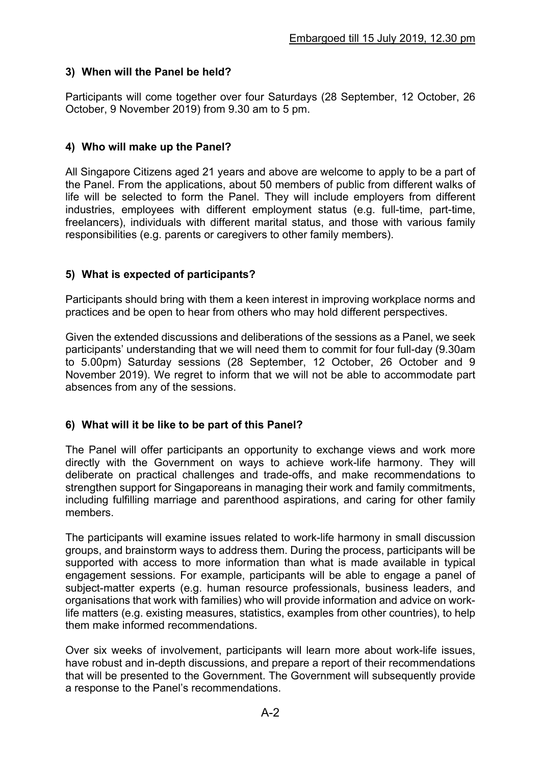**3) When will the Panel be held?**

Participants will come together over four Saturdays (28 September, 12 October, 26 October, 9 November 2019) from 9.30 am to 5 pm.

**4) Who will make up the Panel?**

All Singapore Citizens aged 21 years and above are welcome to apply to be a part of the Panel. From the applications, about 50 members of public from different walks of life will be selected to form the Panel. They will include employers from different industries, employees with different employment status (e.g. full-time, part-time, freelancers), individuals with different marital status, and those with various family responsibilities (e.g. parents or caregivers to other family members).

**5) What is expected of participants?**

Participants should bring with them a keen interest in improving workplace norms and practices and be open to hear from others who may hold different perspectives.

Given the extended discussions and deliberations of the sessions as a Panel, we seek participants' understanding that we will need them to commit for four full-day (9.30am to 5.00pm) Saturday sessions (28 September, 12 October, 26 October and 9 November 2019). We regret to inform that we will not be able to accommodate part absences from any of the sessions.

**6) What will it be like to be part of this Panel?**

The Panel will offer participants an opportunity to exchange views and work more directly with the Government on ways to achieve work-life harmony. They will deliberate on practical challenges and trade-offs, and make recommendations to strengthen support for Singaporeans in managing their work and family commitments, including fulfilling marriage and parenthood aspirations, and caring for other family members.

The participants will examine issues related to work-life harmony in small discussion groups, and brainstorm ways to address them. During the process, participants will be supported with access to more information than what is made available in typical engagement sessions. For example, participants will be able to engage a panel of subject-matter experts (e.g. human resource professionals, business leaders, and organisations that work with families) who will provide information and advice on work-life matters (e.g. existing measures, statistics, examples from other countries), to help them make informed recommendations.

Over six weeks of involvement, participants will learn more about work-life issues, have robust and in-depth discussions, and prepare a report of their recommendations that will be presented to the Government. The Government will subsequently provide a response to the Panel's recommendations.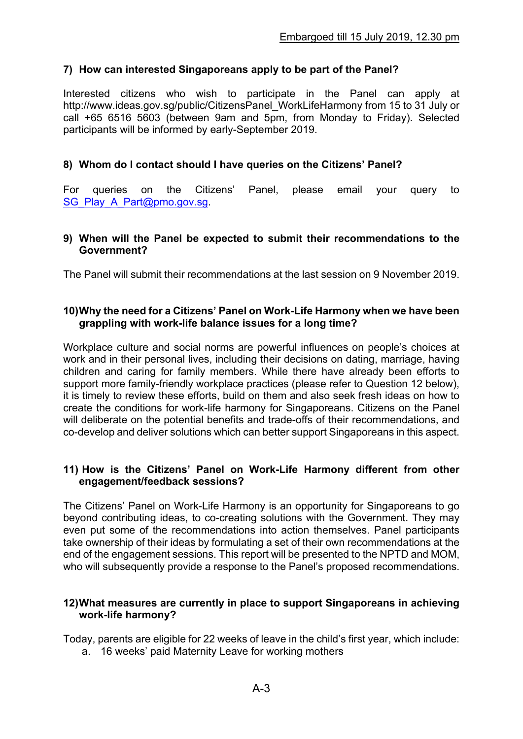Embargoed till 15 July 2019, 12.30 pm

**7) How can interested Singaporeans apply to be part of the Panel?**

Interested citizens who wish to participate in the Panel can apply at http://www.ideas.gov.sg/public/CitizensPanel_WorkLifeHarmony from 15 to 31 July or call +65 6516 5603 (between 9am and 5pm, from Monday to Friday). Selected participants will be informed by early-September 2019.

**8) Whom do I contact should I have queries on the Citizens' Panel?**

For queries on the Citizens' Panel, please email your query to SG_Play_A_Part@pmo.gov.sg.

**9) When will the Panel be expected to submit their recommendations to the Government?**

The Panel will submit their recommendations at the last session on 9 November 2019.

**10) Why the need for a Citizens' Panel on Work-Life Harmony when we have been grappling with work-life balance issues for a long time?**

Workplace culture and social norms are powerful influences on people's choices at work and in their personal lives, including their decisions on dating, marriage, having children and caring for family members. While there have already been efforts to support more family-friendly workplace practices (please refer to Question 12 below), it is timely to review these efforts, build on them and also seek fresh ideas on how to create the conditions for work-life harmony for Singaporeans. Citizens on the Panel will deliberate on the potential benefits and trade-offs of their recommendations, and co-develop and deliver solutions which can better support Singaporeans in this aspect.

**11) How is the Citizens' Panel on Work-Life Harmony different from other engagement/feedback sessions?**

The Citizens' Panel on Work-Life Harmony is an opportunity for Singaporeans to go beyond contributing ideas, to co-creating solutions with the Government. They may even put some of the recommendations into action themselves. Panel participants take ownership of their ideas by formulating a set of their own recommendations at the end of the engagement sessions. This report will be presented to the NPTD and MOM, who will subsequently provide a response to the Panel's proposed recommendations.

**12) What measures are currently in place to support Singaporeans in achieving work-life harmony?**

Today, parents are eligible for 22 weeks of leave in the child's first year, which include:

a. 16 weeks' paid Maternity Leave for working mothers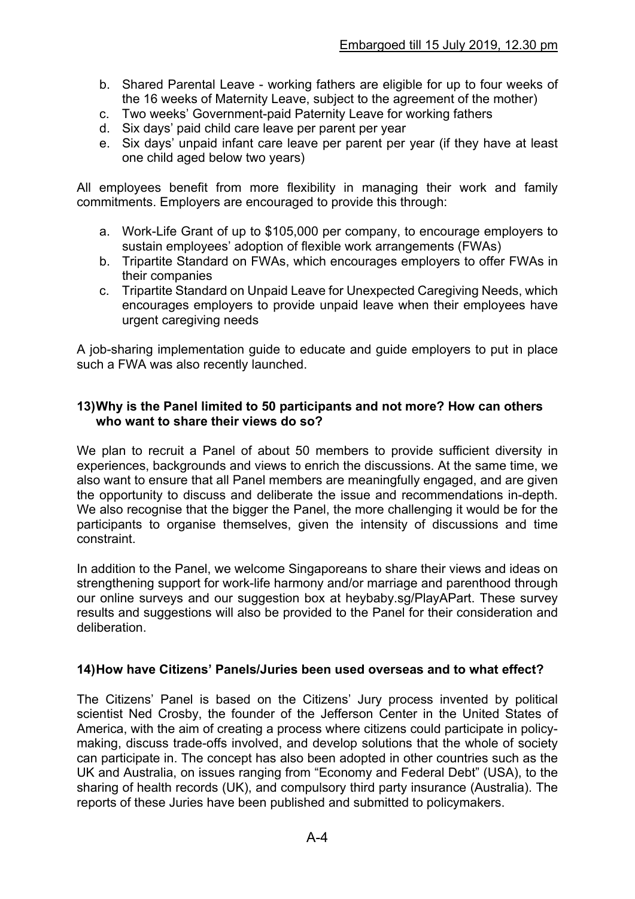Embargoed till 15 July 2019, 12.30 pm

b. Shared Parental Leave - working fathers are eligible for up to four weeks of the 16 weeks of Maternity Leave, subject to the agreement of the mother)
c. Two weeks' Government-paid Paternity Leave for working fathers
d. Six days' paid child care leave per parent per year
e. Six days' unpaid infant care leave per parent per year (if they have at least one child aged below two years)

All employees benefit from more flexibility in managing their work and family commitments. Employers are encouraged to provide this through:

a. Work-Life Grant of up to $105,000 per company, to encourage employers to sustain employees' adoption of flexible work arrangements (FWAs)
b. Tripartite Standard on FWAs, which encourages employers to offer FWAs in their companies
c. Tripartite Standard on Unpaid Leave for Unexpected Caregiving Needs, which encourages employers to provide unpaid leave when their employees have urgent caregiving needs

A job-sharing implementation guide to educate and guide employers to put in place such a FWA was also recently launched.

**13) Why is the Panel limited to 50 participants and not more? How can others who want to share their views do so?**

We plan to recruit a Panel of about 50 members to provide sufficient diversity in experiences, backgrounds and views to enrich the discussions. At the same time, we also want to ensure that all Panel members are meaningfully engaged, and are given the opportunity to discuss and deliberate the issue and recommendations in-depth. We also recognise that the bigger the Panel, the more challenging it would be for the participants to organise themselves, given the intensity of discussions and time constraint.

In addition to the Panel, we welcome Singaporeans to share their views and ideas on strengthening support for work-life harmony and/or marriage and parenthood through our online surveys and our suggestion box at heybaby.sg/PlayAPart. These survey results and suggestions will also be provided to the Panel for their consideration and deliberation.

**14) How have Citizens' Panels/Juries been used overseas and to what effect?**

The Citizens' Panel is based on the Citizens' Jury process invented by political scientist Ned Crosby, the founder of the Jefferson Center in the United States of America, with the aim of creating a process where citizens could participate in policy-making, discuss trade-offs involved, and develop solutions that the whole of society can participate in. The concept has also been adopted in other countries such as the UK and Australia, on issues ranging from "Economy and Federal Debt" (USA), to the sharing of health records (UK), and compulsory third party insurance (Australia). The reports of these Juries have been published and submitted to policymakers.